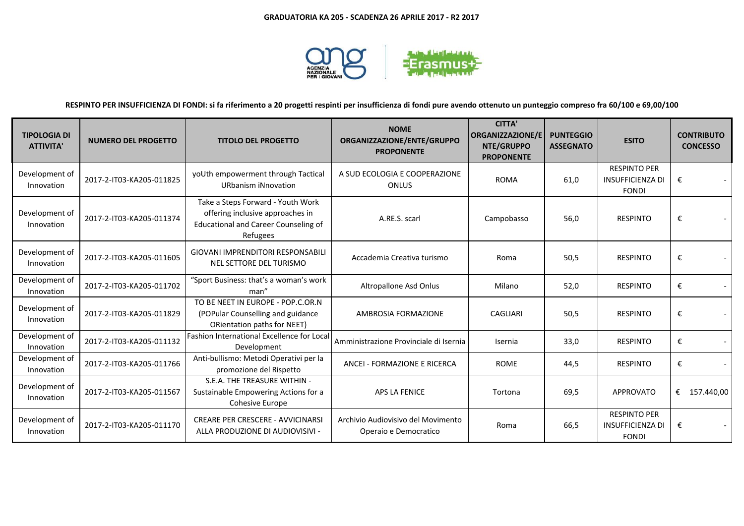**GRADUATORIA KA 205 - SCADENZA 26 APRILE 2017 - R2 2017**

**RESPINTO PER INSUFFICIENZA DI FONDI: si fa riferimento a 20 progetti respinti per insufficienza di fondi pure avendo ottenuto un punteggio compreso fra 60/100 e 69,00/100**

| TIPOLOGIA DI ATTIVITA' | NUMERO DEL PROGETTO | TITOLO DEL PROGETTO | NOME ORGANIZZAZIONE/ENTE/GRUPPO PROPONENTE | CITTA' ORGANIZZAZIONE/ENTE/GRUPPO PROPONENTE | PUNTEGGIO ASSEGNATO | ESITO | CONTRIBUTO CONCESSO |
|---|---|---|---|---|---|---|---|
| Development of Innovation | 2017-2-IT03-KA205-011825 | yoUth empowerment through Tactical URbanism iNnovation | A SUD ECOLOGIA E COOPERAZIONE ONLUS | ROMA | 61,0 | RESPINTO PER INSUFFICIENZA DI FONDI | € - |
| Development of Innovation | 2017-2-IT03-KA205-011374 | Take a Steps Forward - Youth Work offering inclusive approaches in Educational and Career Counseling of Refugees | A.RE.S. scarl | Campobasso | 56,0 | RESPINTO | € - |
| Development of Innovation | 2017-2-IT03-KA205-011605 | GIOVANI IMPRENDITORI RESPONSABILI NEL SETTORE DEL TURISMO | Accademia Creativa turismo | Roma | 50,5 | RESPINTO | € - |
| Development of Innovation | 2017-2-IT03-KA205-011702 | "Sport Business: that's a woman's work man" | Altropallone Asd Onlus | Milano | 52,0 | RESPINTO | € - |
| Development of Innovation | 2017-2-IT03-KA205-011829 | TO BE NEET IN EUROPE - POP.C.OR.N (POPular Counselling and guidance ORientation paths for NEET) | AMBROSIA FORMAZIONE | CAGLIARI | 50,5 | RESPINTO | € - |
| Development of Innovation | 2017-2-IT03-KA205-011132 | Fashion International Excellence for Local Development | Amministrazione Provinciale di Isernia | Isernia | 33,0 | RESPINTO | € - |
| Development of Innovation | 2017-2-IT03-KA205-011766 | Anti-bullismo: Metodi Operativi per la promozione del Rispetto | ANCEI - FORMAZIONE E RICERCA | ROME | 44,5 | RESPINTO | € - |
| Development of Innovation | 2017-2-IT03-KA205-011567 | S.E.A. THE TREASURE WITHIN - Sustainable Empowering Actions for a Cohesive Europe | APS LA FENICE | Tortona | 69,5 | APPROVATO | € 157.440,00 |
| Development of Innovation | 2017-2-IT03-KA205-011170 | CREARE PER CRESCERE - AVVICINARSI ALLA PRODUZIONE DI AUDIOVISIVI - | Archivio Audiovisivo del Movimento Operaio e Democratico | Roma | 66,5 | RESPINTO PER INSUFFICIENZA DI FONDI | € - |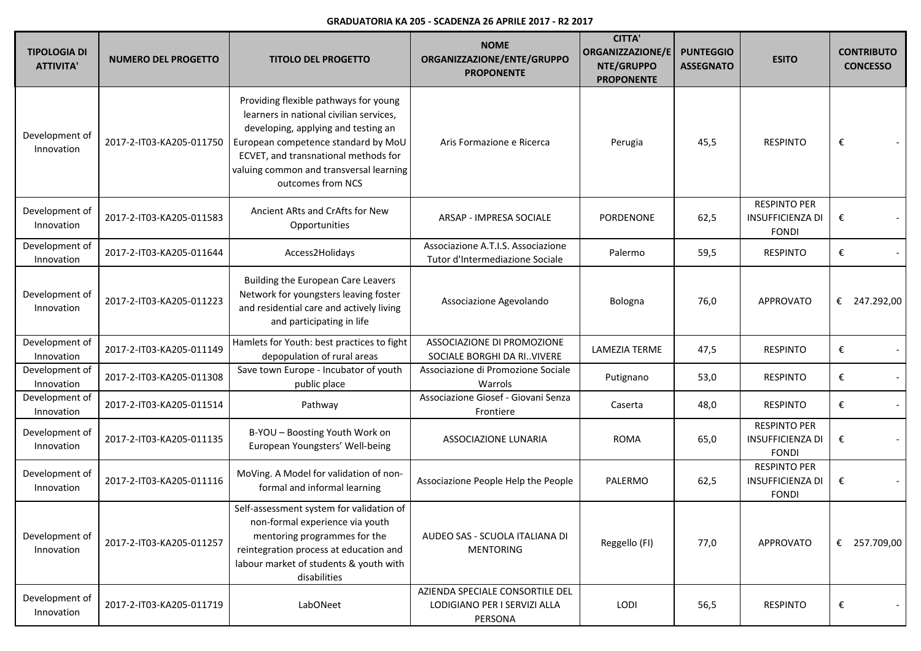**GRADUATORIA KA 205 - SCADENZA 26 APRILE 2017 - R2 2017**

| TIPOLOGIA DI ATTIVITA' | NUMERO DEL PROGETTO | TITOLO DEL PROGETTO | NOME ORGANIZZAZIONE/ENTE/GRUPPO PROPONENTE | CITTA' ORGANIZZAZIONE/ENTE/GRUPPO PROPONENTE | PUNTEGGIO ASSEGNATO | ESITO | CONTRIBUTO CONCESSO |
|---|---|---|---|---|---|---|---|
| Development of Innovation | 2017-2-IT03-KA205-011750 | Providing flexible pathways for young learners in national civilian services, developing, applying and testing an European competence standard by MoU ECVET, and transnational methods for valuing common and transversal learning outcomes from NCS | Aris Formazione e Ricerca | Perugia | 45,5 | RESPINTO | € - |
| Development of Innovation | 2017-2-IT03-KA205-011583 | Ancient ARts and CrAfts for New Opportunities | ARSAP - IMPRESA SOCIALE | PORDENONE | 62,5 | RESPINTO PER INSUFFICIENZA DI FONDI | € - |
| Development of Innovation | 2017-2-IT03-KA205-011644 | Access2Holidays | Associazione A.T.I.S. Associazione Tutor d'Intermediazione Sociale | Palermo | 59,5 | RESPINTO | € - |
| Development of Innovation | 2017-2-IT03-KA205-011223 | Building the European Care Leavers Network for youngsters leaving foster and residential care and actively living and participating in life | Associazione Agevolando | Bologna | 76,0 | APPROVATO | € 247.292,00 |
| Development of Innovation | 2017-2-IT03-KA205-011149 | Hamlets for Youth: best practices to fight depopulation of rural areas | ASSOCIAZIONE DI PROMOZIONE SOCIALE BORGHI DA RI..VIVERE | LAMEZIA TERME | 47,5 | RESPINTO | € - |
| Development of Innovation | 2017-2-IT03-KA205-011308 | Save town Europe - Incubator of youth public place | Associazione di Promozione Sociale Warrols | Putignano | 53,0 | RESPINTO | € - |
| Development of Innovation | 2017-2-IT03-KA205-011514 | Pathway | Associazione Giosef - Giovani Senza Frontiere | Caserta | 48,0 | RESPINTO | € - |
| Development of Innovation | 2017-2-IT03-KA205-011135 | B-YOU – Boosting Youth Work on European Youngsters' Well-being | ASSOCIAZIONE LUNARIA | ROMA | 65,0 | RESPINTO PER INSUFFICIENZA DI FONDI | € - |
| Development of Innovation | 2017-2-IT03-KA205-011116 | MoVing. A Model for validation of non-formal and informal learning | Associazione People Help the People | PALERMO | 62,5 | RESPINTO PER INSUFFICIENZA DI FONDI | € - |
| Development of Innovation | 2017-2-IT03-KA205-011257 | Self-assessment system for validation of non-formal experience via youth mentoring programmes for the reintegration process at education and labour market of students & youth with disabilities | AUDEO SAS - SCUOLA ITALIANA DI MENTORING | Reggello (FI) | 77,0 | APPROVATO | € 257.709,00 |
| Development of Innovation | 2017-2-IT03-KA205-011719 | LabONeet | AZIENDA SPECIALE CONSORTILE DEL LODIGIANO PER I SERVIZI ALLA PERSONA | LODI | 56,5 | RESPINTO | € - |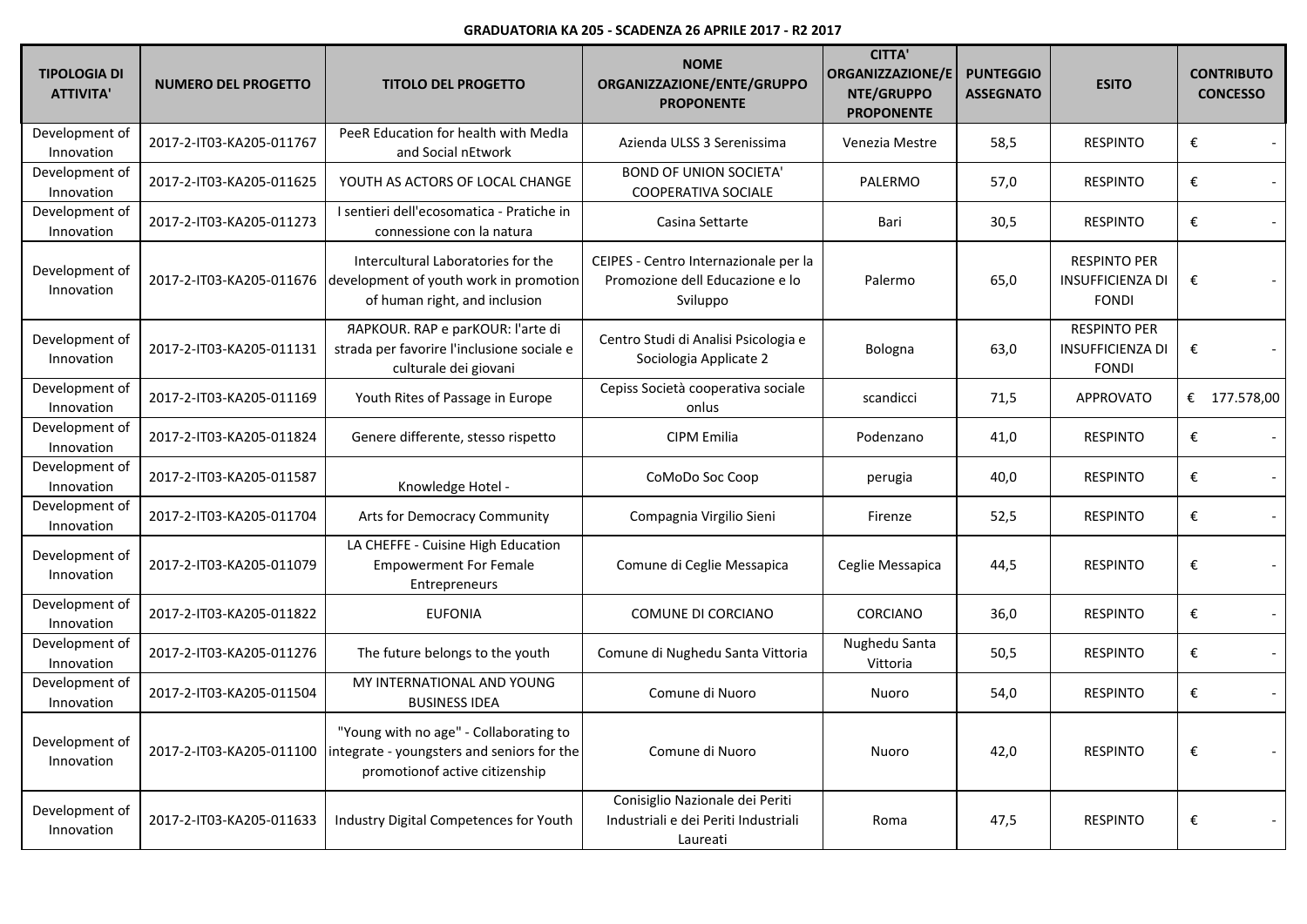**GRADUATORIA KA 205 - SCADENZA 26 APRILE 2017 - R2 2017**

| TIPOLOGIA DI ATTIVITA' | NUMERO DEL PROGETTO | TITOLO DEL PROGETTO | NOME ORGANIZZAZIONE/ENTE/GRUPPO PROPONENTE | CITTA' ORGANIZZAZIONE/ENTE/GRUPPO PROPONENTE | PUNTEGGIO ASSEGNATO | ESITO | CONTRIBUTO CONCESSO |
|---|---|---|---|---|---|---|---|
| Development of Innovation | 2017-2-IT03-KA205-011767 | PeeR Education for health with MedIa and Social nEtwork | Azienda ULSS 3 Serenissima | Venezia Mestre | 58,5 | RESPINTO | € - |
| Development of Innovation | 2017-2-IT03-KA205-011625 | YOUTH AS ACTORS OF LOCAL CHANGE | BOND OF UNION SOCIETA' COOPERATIVA SOCIALE | PALERMO | 57,0 | RESPINTO | € - |
| Development of Innovation | 2017-2-IT03-KA205-011273 | I sentieri dell'ecosomatica - Pratiche in connessione con la natura | Casina Settarte | Bari | 30,5 | RESPINTO | € - |
| Development of Innovation | 2017-2-IT03-KA205-011676 | Intercultural Laboratories for the development of youth work in promotion of human right, and inclusion | CEIPES - Centro Internazionale per la Promozione dell Educazione e lo Sviluppo | Palermo | 65,0 | RESPINTO PER INSUFFICIENZA DI FONDI | € - |
| Development of Innovation | 2017-2-IT03-KA205-011131 | ЯAPKOUR. RAP e parKOUR: l'arte di strada per favorire l'inclusione sociale e culturale dei giovani | Centro Studi di Analisi Psicologia e Sociologia Applicate 2 | Bologna | 63,0 | RESPINTO PER INSUFFICIENZA DI FONDI | € - |
| Development of Innovation | 2017-2-IT03-KA205-011169 | Youth Rites of Passage in Europe | Cepiss Società cooperativa sociale onlus | scandicci | 71,5 | APPROVATO | € 177.578,00 |
| Development of Innovation | 2017-2-IT03-KA205-011824 | Genere differente, stesso rispetto | CIPM Emilia | Podenzano | 41,0 | RESPINTO | € - |
| Development of Innovation | 2017-2-IT03-KA205-011587 | Knowledge Hotel - | CoMoDo Soc Coop | perugia | 40,0 | RESPINTO | € - |
| Development of Innovation | 2017-2-IT03-KA205-011704 | Arts for Democracy Community | Compagnia Virgilio Sieni | Firenze | 52,5 | RESPINTO | € - |
| Development of Innovation | 2017-2-IT03-KA205-011079 | LA CHEFFE - Cuisine High Education Empowerment For Female Entrepreneurs | Comune di Ceglie Messapica | Ceglie Messapica | 44,5 | RESPINTO | € - |
| Development of Innovation | 2017-2-IT03-KA205-011822 | EUFONIA | COMUNE DI CORCIANO | CORCIANO | 36,0 | RESPINTO | € - |
| Development of Innovation | 2017-2-IT03-KA205-011276 | The future belongs to the youth | Comune di Nughedu Santa Vittoria | Nughedu Santa Vittoria | 50,5 | RESPINTO | € - |
| Development of Innovation | 2017-2-IT03-KA205-011504 | MY INTERNATIONAL AND YOUNG BUSINESS IDEA | Comune di Nuoro | Nuoro | 54,0 | RESPINTO | € - |
| Development of Innovation | 2017-2-IT03-KA205-011100 | "Young with no age" - Collaborating to integrate - youngsters and seniors for the promotionof active citizenship | Comune di Nuoro | Nuoro | 42,0 | RESPINTO | € - |
| Development of Innovation | 2017-2-IT03-KA205-011633 | Industry Digital Competences for Youth | Conisiglio Nazionale dei Periti Industriali e dei Periti Industriali Laureati | Roma | 47,5 | RESPINTO | € - |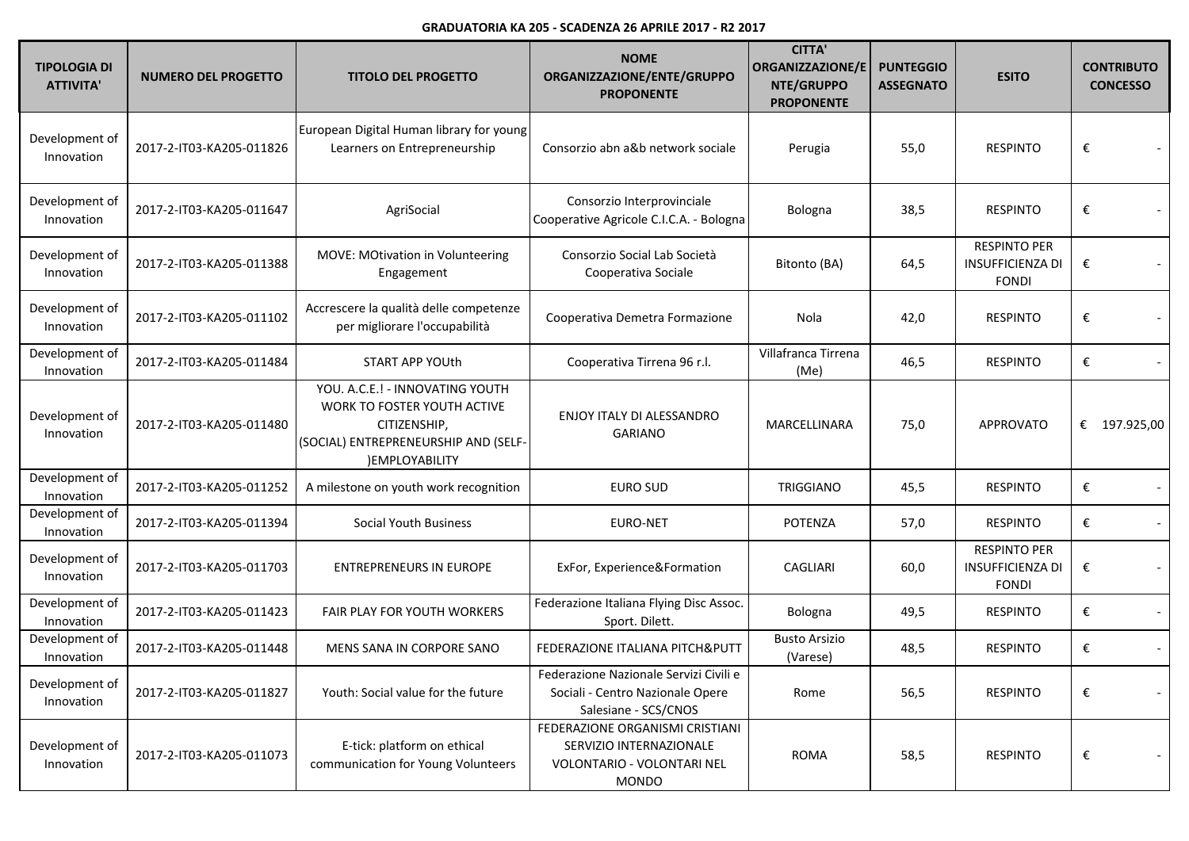**GRADUATORIA KA 205 - SCADENZA 26 APRILE 2017 - R2 2017**

| TIPOLOGIA DI ATTIVITA' | NUMERO DEL PROGETTO | TITOLO DEL PROGETTO | NOME ORGANIZZAZIONE/ENTE/GRUPPO PROPONENTE | CITTA' ORGANIZZAZIONE/ENTE/GRUPPO PROPONENTE | PUNTEGGIO ASSEGNATO | ESITO | CONTRIBUTO CONCESSO |
|---|---|---|---|---|---|---|---|
| Development of Innovation | 2017-2-IT03-KA205-011826 | European Digital Human library for young Learners on Entrepreneurship | Consorzio abn a&b network sociale | Perugia | 55,0 | RESPINTO | € - |
| Development of Innovation | 2017-2-IT03-KA205-011647 | AgriSocial | Consorzio Interprovinciale Cooperative Agricole C.I.C.A. - Bologna | Bologna | 38,5 | RESPINTO | € - |
| Development of Innovation | 2017-2-IT03-KA205-011388 | MOVE: MOtivation in Volunteering Engagement | Consorzio Social Lab Società Cooperativa Sociale | Bitonto (BA) | 64,5 | RESPINTO PER INSUFFICIENZA DI FONDI | € - |
| Development of Innovation | 2017-2-IT03-KA205-011102 | Accrescere la qualità delle competenze per migliorare l'occupabilità | Cooperativa Demetra Formazione | Nola | 42,0 | RESPINTO | € - |
| Development of Innovation | 2017-2-IT03-KA205-011484 | START APP YOUth | Cooperativa Tirrena 96 r.l. | Villafranca Tirrena (Me) | 46,5 | RESPINTO | € - |
| Development of Innovation | 2017-2-IT03-KA205-011480 | YOU. A.C.E.! - INNOVATING YOUTH WORK TO FOSTER YOUTH ACTIVE CITIZENSHIP, (SOCIAL) ENTREPRENEURSHIP AND (SELF-)EMPLOYABILITY | ENJOY ITALY DI ALESSANDRO GARIANO | MARCELLINARA | 75,0 | APPROVATO | € 197.925,00 |
| Development of Innovation | 2017-2-IT03-KA205-011252 | A milestone on youth work recognition | EURO SUD | TRIGGIANO | 45,5 | RESPINTO | € - |
| Development of Innovation | 2017-2-IT03-KA205-011394 | Social Youth Business | EURO-NET | POTENZA | 57,0 | RESPINTO | € - |
| Development of Innovation | 2017-2-IT03-KA205-011703 | ENTREPRENEURS IN EUROPE | ExFor, Experience&Formation | CAGLIARI | 60,0 | RESPINTO PER INSUFFICIENZA DI FONDI | € - |
| Development of Innovation | 2017-2-IT03-KA205-011423 | FAIR PLAY FOR YOUTH WORKERS | Federazione Italiana Flying Disc Assoc. Sport. Dilett. | Bologna | 49,5 | RESPINTO | € - |
| Development of Innovation | 2017-2-IT03-KA205-011448 | MENS SANA IN CORPORE SANO | FEDERAZIONE ITALIANA PITCH&PUTT | Busto Arsizio (Varese) | 48,5 | RESPINTO | € - |
| Development of Innovation | 2017-2-IT03-KA205-011827 | Youth: Social value for the future | Federazione Nazionale Servizi Civili e Sociali - Centro Nazionale Opere Salesiane - SCS/CNOS | Rome | 56,5 | RESPINTO | € - |
| Development of Innovation | 2017-2-IT03-KA205-011073 | E-tick: platform on ethical communication for Young Volunteers | FEDERAZIONE ORGANISMI CRISTIANI SERVIZIO INTERNAZIONALE VOLONTARIO - VOLONTARI NEL MONDO | ROMA | 58,5 | RESPINTO | € - |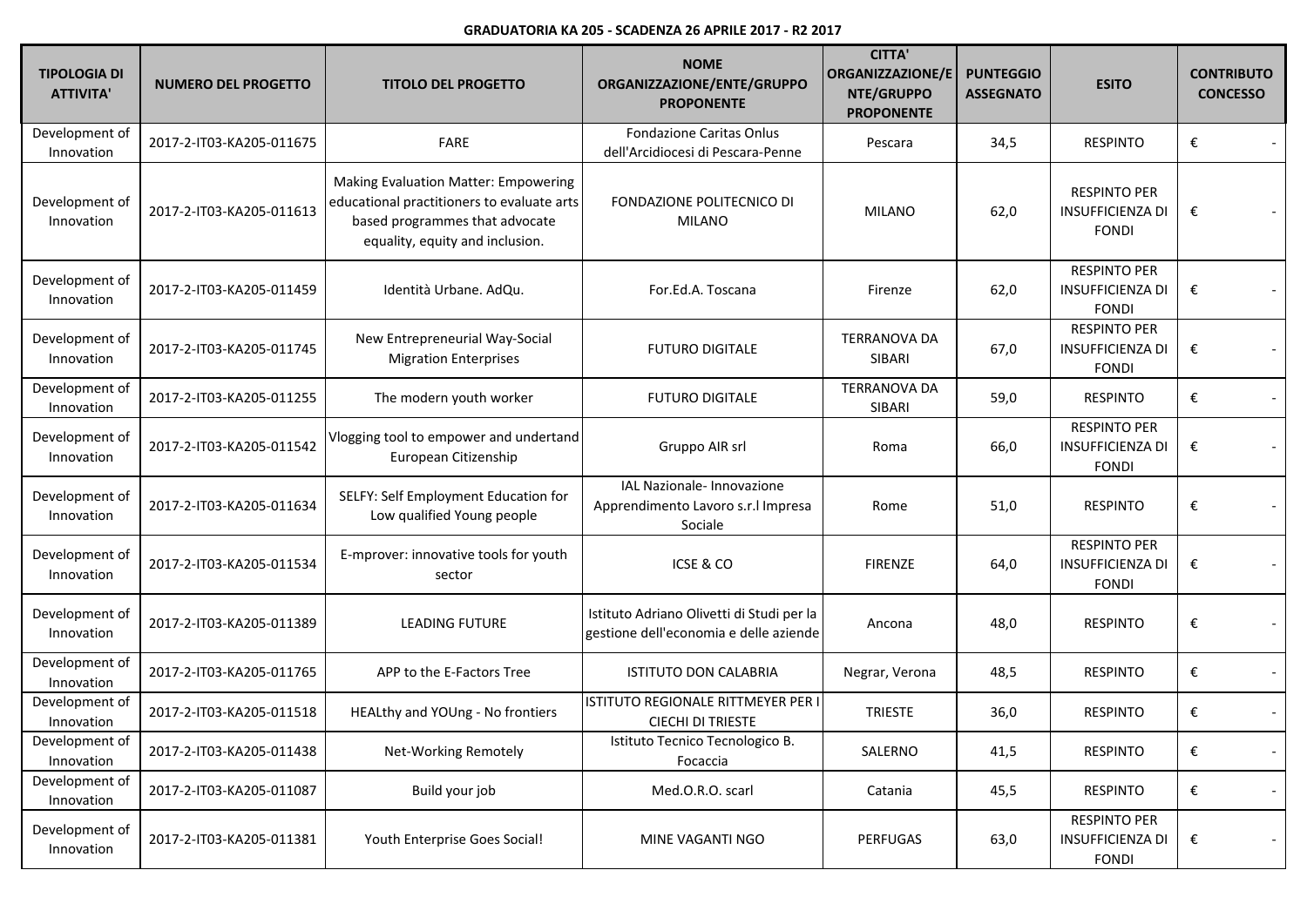**GRADUATORIA KA 205 - SCADENZA 26 APRILE 2017 - R2 2017**

| TIPOLOGIA DI ATTIVITA' | NUMERO DEL PROGETTO | TITOLO DEL PROGETTO | NOME ORGANIZZAZIONE/ENTE/GRUPPO PROPONENTE | CITTA' ORGANIZZAZIONE/ENTE/GRUPPO PROPONENTE | PUNTEGGIO ASSEGNATO | ESITO | CONTRIBUTO CONCESSO |
|---|---|---|---|---|---|---|---|
| Development of Innovation | 2017-2-IT03-KA205-011675 | FARE | Fondazione Caritas Onlus dell'Arcidiocesi di Pescara-Penne | Pescara | 34,5 | RESPINTO | € - |
| Development of Innovation | 2017-2-IT03-KA205-011613 | Making Evaluation Matter: Empowering educational practitioners to evaluate arts based programmes that advocate equality, equity and inclusion. | FONDAZIONE POLITECNICO DI MILANO | MILANO | 62,0 | RESPINTO PER INSUFFICIENZA DI FONDI | € - |
| Development of Innovation | 2017-2-IT03-KA205-011459 | Identità Urbane. AdQu. | For.Ed.A. Toscana | Firenze | 62,0 | RESPINTO PER INSUFFICIENZA DI FONDI | € - |
| Development of Innovation | 2017-2-IT03-KA205-011745 | New Entrepreneurial Way-Social Migration Enterprises | FUTURO DIGITALE | TERRANOVA DA SIBARI | 67,0 | RESPINTO PER INSUFFICIENZA DI FONDI | € - |
| Development of Innovation | 2017-2-IT03-KA205-011255 | The modern youth worker | FUTURO DIGITALE | TERRANOVA DA SIBARI | 59,0 | RESPINTO | € - |
| Development of Innovation | 2017-2-IT03-KA205-011542 | Vlogging tool to empower and undertand European Citizenship | Gruppo AIR srl | Roma | 66,0 | RESPINTO PER INSUFFICIENZA DI FONDI | € - |
| Development of Innovation | 2017-2-IT03-KA205-011634 | SELFY: Self Employment Education for Low qualified Young people | IAL Nazionale- Innovazione Apprendimento Lavoro s.r.l Impresa Sociale | Rome | 51,0 | RESPINTO | € - |
| Development of Innovation | 2017-2-IT03-KA205-011534 | E-mprover: innovative tools for youth sector | ICSE & CO | FIRENZE | 64,0 | RESPINTO PER INSUFFICIENZA DI FONDI | € - |
| Development of Innovation | 2017-2-IT03-KA205-011389 | LEADING FUTURE | Istituto Adriano Olivetti di Studi per la gestione dell'economia e delle aziende | Ancona | 48,0 | RESPINTO | € - |
| Development of Innovation | 2017-2-IT03-KA205-011765 | APP to the E-Factors Tree | ISTITUTO DON CALABRIA | Negrar, Verona | 48,5 | RESPINTO | € - |
| Development of Innovation | 2017-2-IT03-KA205-011518 | HEALthy and YOUng - No frontiers | ISTITUTO REGIONALE RITTMEYER PER I CIECHI DI TRIESTE | TRIESTE | 36,0 | RESPINTO | € - |
| Development of Innovation | 2017-2-IT03-KA205-011438 | Net-Working Remotely | Istituto Tecnico Tecnologico B. Focaccia | SALERNO | 41,5 | RESPINTO | € - |
| Development of Innovation | 2017-2-IT03-KA205-011087 | Build your job | Med.O.R.O. scarl | Catania | 45,5 | RESPINTO | € - |
| Development of Innovation | 2017-2-IT03-KA205-011381 | Youth Enterprise Goes Social! | MINE VAGANTI NGO | PERFUGAS | 63,0 | RESPINTO PER INSUFFICIENZA DI FONDI | € - |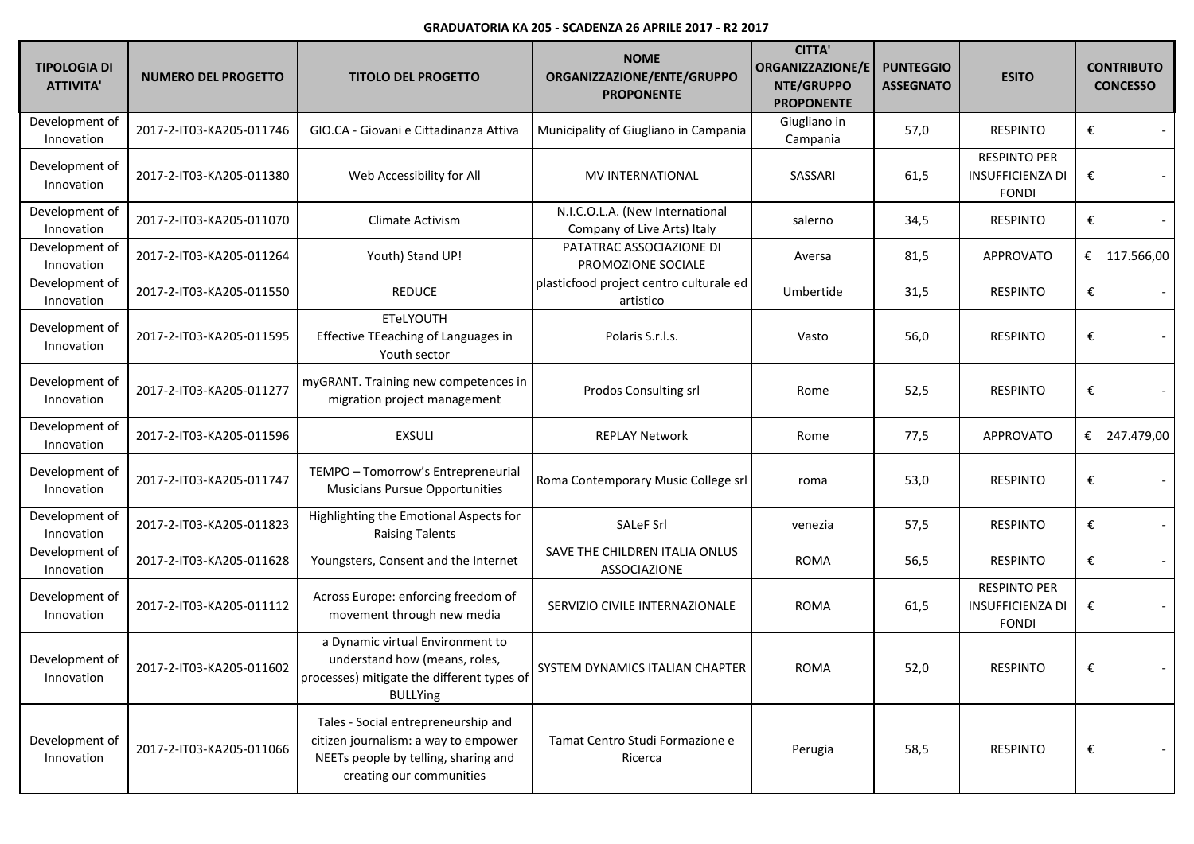**GRADUATORIA KA 205 - SCADENZA 26 APRILE 2017 - R2 2017**

| TIPOLOGIA DI ATTIVITA' | NUMERO DEL PROGETTO | TITOLO DEL PROGETTO | NOME ORGANIZZAZIONE/ENTE/GRUPPO PROPONENTE | CITTA' ORGANIZZAZIONE/ENTE/GRUPPO PROPONENTE | PUNTEGGIO ASSEGNATO | ESITO | CONTRIBUTO CONCESSO |
|---|---|---|---|---|---|---|---|
| Development of Innovation | 2017-2-IT03-KA205-011746 | GIO.CA - Giovani e Cittadinanza Attiva | Municipality of Giugliano in Campania | Giugliano in Campania | 57,0 | RESPINTO | € - |
| Development of Innovation | 2017-2-IT03-KA205-011380 | Web Accessibility for All | MV INTERNATIONAL | SASSARI | 61,5 | RESPINTO PER INSUFFICIENZA DI FONDI | € - |
| Development of Innovation | 2017-2-IT03-KA205-011070 | Climate Activism | N.I.C.O.L.A. (New International Company of Live Arts) Italy | salerno | 34,5 | RESPINTO | € - |
| Development of Innovation | 2017-2-IT03-KA205-011264 | Youth) Stand UP! | PATATRAC ASSOCIAZIONE DI PROMOZIONE SOCIALE | Aversa | 81,5 | APPROVATO | € 117.566,00 |
| Development of Innovation | 2017-2-IT03-KA205-011550 | REDUCE | plasticfood project centro culturale ed artistico | Umbertide | 31,5 | RESPINTO | € - |
| Development of Innovation | 2017-2-IT03-KA205-011595 | ETeLYOUTH Effective TEeaching of Languages in Youth sector | Polaris S.r.l.s. | Vasto | 56,0 | RESPINTO | € - |
| Development of Innovation | 2017-2-IT03-KA205-011277 | myGRANT. Training new competences in migration project management | Prodos Consulting srl | Rome | 52,5 | RESPINTO | € - |
| Development of Innovation | 2017-2-IT03-KA205-011596 | EXSULI | REPLAY Network | Rome | 77,5 | APPROVATO | € 247.479,00 |
| Development of Innovation | 2017-2-IT03-KA205-011747 | TEMPO – Tomorrow's Entrepreneurial Musicians Pursue Opportunities | Roma Contemporary Music College srl | roma | 53,0 | RESPINTO | € - |
| Development of Innovation | 2017-2-IT03-KA205-011823 | Highlighting the Emotional Aspects for Raising Talents | SALeF Srl | venezia | 57,5 | RESPINTO | € - |
| Development of Innovation | 2017-2-IT03-KA205-011628 | Youngsters, Consent and the Internet | SAVE THE CHILDREN ITALIA ONLUS ASSOCIAZIONE | ROMA | 56,5 | RESPINTO | € - |
| Development of Innovation | 2017-2-IT03-KA205-011112 | Across Europe: enforcing freedom of movement through new media | SERVIZIO CIVILE INTERNAZIONALE | ROMA | 61,5 | RESPINTO PER INSUFFICIENZA DI FONDI | € - |
| Development of Innovation | 2017-2-IT03-KA205-011602 | a Dynamic virtual Environment to understand how (means, roles, processes) mitigate the different types of BULLYing | SYSTEM DYNAMICS ITALIAN CHAPTER | ROMA | 52,0 | RESPINTO | € - |
| Development of Innovation | 2017-2-IT03-KA205-011066 | Tales - Social entrepreneurship and citizen journalism: a way to empower NEETs people by telling, sharing and creating our communities | Tamat Centro Studi Formazione e Ricerca | Perugia | 58,5 | RESPINTO | € - |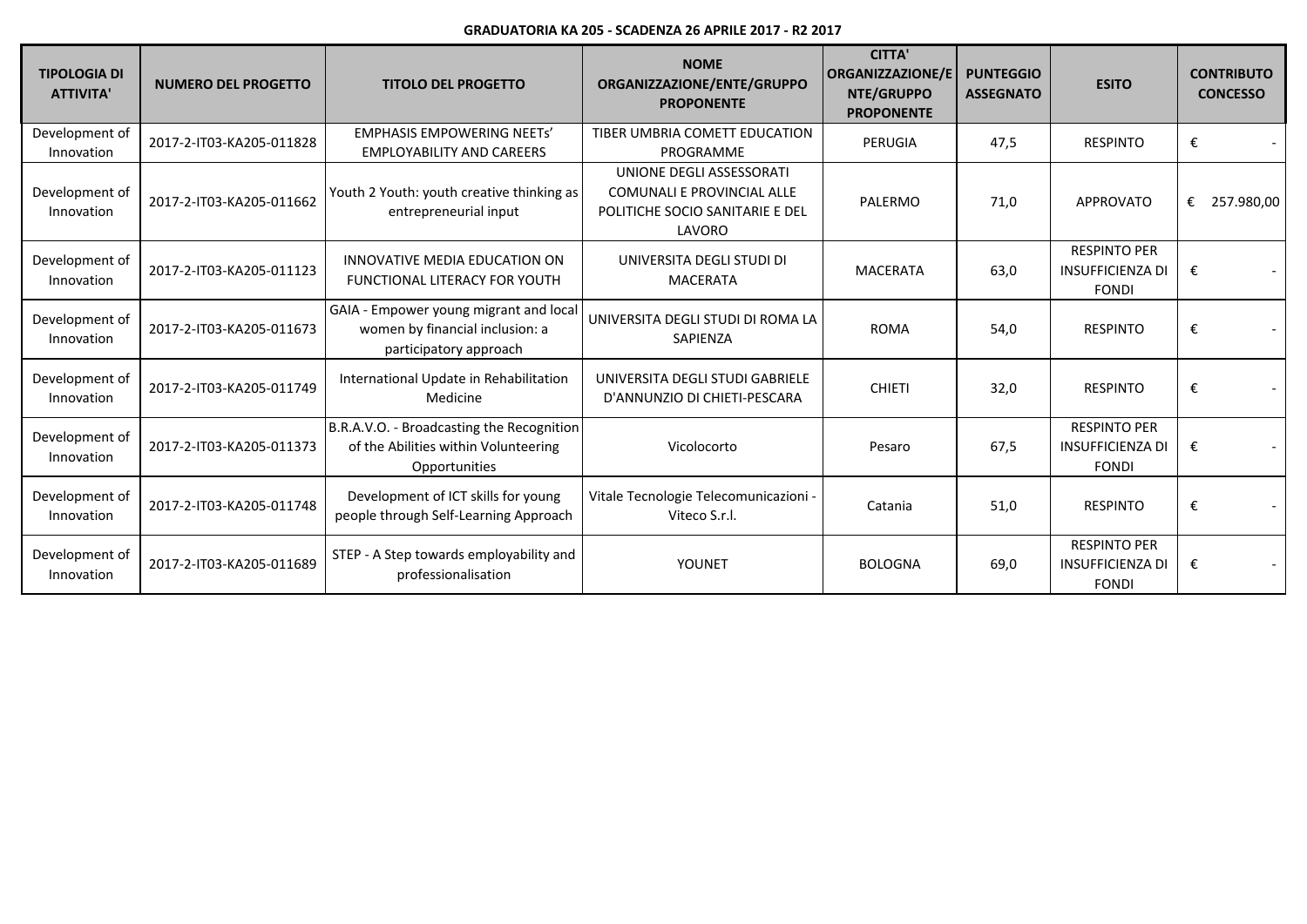**GRADUATORIA KA 205 - SCADENZA 26 APRILE 2017 - R2 2017**

| TIPOLOGIA DI ATTIVITA' | NUMERO DEL PROGETTO | TITOLO DEL PROGETTO | NOME ORGANIZZAZIONE/ENTE/GRUPPO PROPONENTE | CITTA' ORGANIZZAZIONE/ENTE/GRUPPO PROPONENTE | PUNTEGGIO ASSEGNATO | ESITO | CONTRIBUTO CONCESSO |
|---|---|---|---|---|---|---|---|
| Development of Innovation | 2017-2-IT03-KA205-011828 | EMPHASIS EMPOWERING NEETs' EMPLOYABILITY AND CAREERS | TIBER UMBRIA COMETT EDUCATION PROGRAMME | PERUGIA | 47,5 | RESPINTO | € - |
| Development of Innovation | 2017-2-IT03-KA205-011662 | Youth 2 Youth: youth creative thinking as entrepreneurial input | UNIONE DEGLI ASSESSORATI COMUNALI E PROVINCIAL ALLE POLITICHE SOCIO SANITARIE E DEL LAVORO | PALERMO | 71,0 | APPROVATO | € 257.980,00 |
| Development of Innovation | 2017-2-IT03-KA205-011123 | INNOVATIVE MEDIA EDUCATION ON FUNCTIONAL LITERACY FOR YOUTH | UNIVERSITA DEGLI STUDI DI MACERATA | MACERATA | 63,0 | RESPINTO PER INSUFFICIENZA DI FONDI | € - |
| Development of Innovation | 2017-2-IT03-KA205-011673 | GAIA - Empower young migrant and local women by financial inclusion: a participatory approach | UNIVERSITA DEGLI STUDI DI ROMA LA SAPIENZA | ROMA | 54,0 | RESPINTO | € - |
| Development of Innovation | 2017-2-IT03-KA205-011749 | International Update in Rehabilitation Medicine | UNIVERSITA DEGLI STUDI GABRIELE D'ANNUNZIO DI CHIETI-PESCARA | CHIETI | 32,0 | RESPINTO | € - |
| Development of Innovation | 2017-2-IT03-KA205-011373 | B.R.A.V.O. - Broadcasting the Recognition of the Abilities within Volunteering Opportunities | Vicolocorto | Pesaro | 67,5 | RESPINTO PER INSUFFICIENZA DI FONDI | € - |
| Development of Innovation | 2017-2-IT03-KA205-011748 | Development of ICT skills for young people through Self-Learning Approach | Vitale Tecnologie Telecomunicazioni - Viteco S.r.l. | Catania | 51,0 | RESPINTO | € - |
| Development of Innovation | 2017-2-IT03-KA205-011689 | STEP - A Step towards employability and professionalisation | YOUNET | BOLOGNA | 69,0 | RESPINTO PER INSUFFICIENZA DI FONDI | € - |